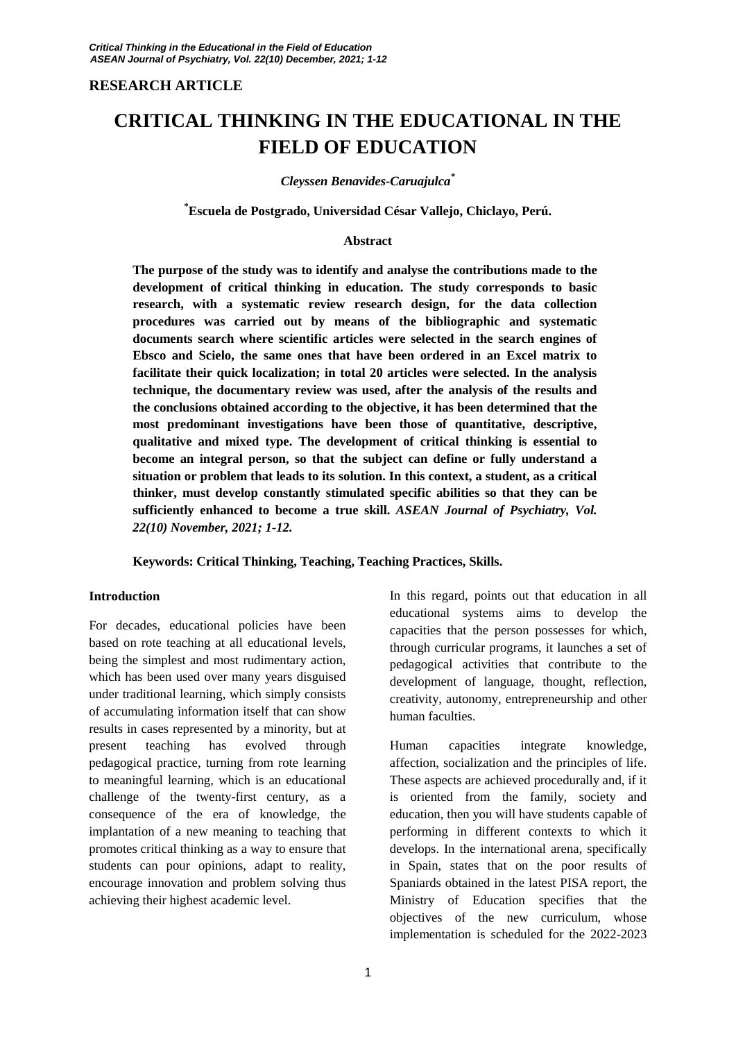**RESEARCH ARTICLE**

# CRITICAL THINKING IN THE EDUCATIONAL IN THE FIELD OF EDUCATION

*Cleyssen Benavides-Caruajulca*[*]

[*]**Escuela de Postgrado, Universidad César Vallejo, Chiclayo, Perú.**

**Abstract**

**The purpose of the study was to identify and analyse the contributions made to the development of critical thinking in education. The study corresponds to basic research, with a systematic review research design, for the data collection procedures was carried out by means of the bibliographic and systematic documents search where scientific articles were selected in the search engines of Ebsco and Scielo, the same ones that have been ordered in an Excel matrix to facilitate their quick localization; in total 20 articles were selected. In the analysis technique, the documentary review was used, after the analysis of the results and the conclusions obtained according to the objective, it has been determined that the most predominant investigations have been those of quantitative, descriptive, qualitative and mixed type. The development of critical thinking is essential to become an integral person, so that the subject can define or fully understand a situation or problem that leads to its solution. In this context, a student, as a critical thinker, must develop constantly stimulated specific abilities so that they can be sufficiently enhanced to become a true skill.** ***ASEAN Journal of Psychiatry, Vol. 22(10) November, 2021; 1-12.***

**Keywords: Critical Thinking, Teaching, Teaching Practices, Skills.**

## Introduction

For decades, educational policies have been based on rote teaching at all educational levels, being the simplest and most rudimentary action, which has been used over many years disguised under traditional learning, which simply consists of accumulating information itself that can show results in cases represented by a minority, but at present teaching has evolved through pedagogical practice, turning from rote learning to meaningful learning, which is an educational challenge of the twenty-first century, as a consequence of the era of knowledge, the implantation of a new meaning to teaching that promotes critical thinking as a way to ensure that students can pour opinions, adapt to reality, encourage innovation and problem solving thus achieving their highest academic level.

In this regard, points out that education in all educational systems aims to develop the capacities that the person possesses for which, through curricular programs, it launches a set of pedagogical activities that contribute to the development of language, thought, reflection, creativity, autonomy, entrepreneurship and other human faculties.

Human capacities integrate knowledge, affection, socialization and the principles of life. These aspects are achieved procedurally and, if it is oriented from the family, society and education, then you will have students capable of performing in different contexts to which it develops. In the international arena, specifically in Spain, states that on the poor results of Spaniards obtained in the latest PISA report, the Ministry of Education specifies that the objectives of the new curriculum, whose implementation is scheduled for the 2022-2023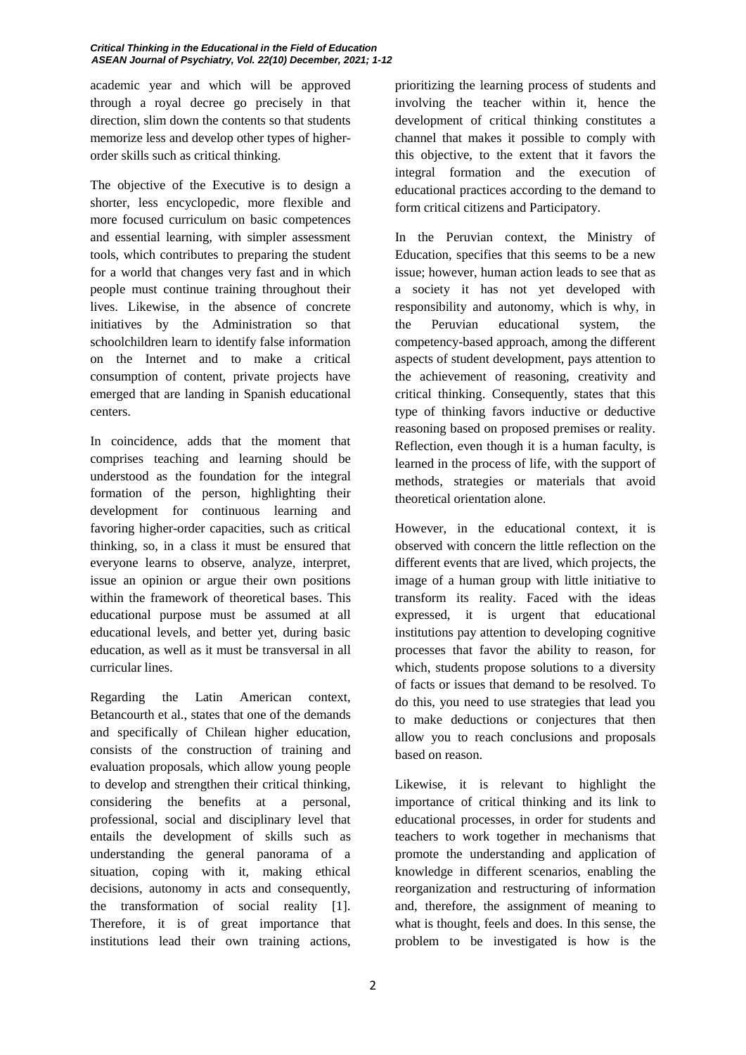academic year and which will be approved through a royal decree go precisely in that direction, slim down the contents so that students memorize less and develop other types of higher-order skills such as critical thinking.

The objective of the Executive is to design a shorter, less encyclopedic, more flexible and more focused curriculum on basic competences and essential learning, with simpler assessment tools, which contributes to preparing the student for a world that changes very fast and in which people must continue training throughout their lives. Likewise, in the absence of concrete initiatives by the Administration so that schoolchildren learn to identify false information on the Internet and to make a critical consumption of content, private projects have emerged that are landing in Spanish educational centers.

In coincidence, adds that the moment that comprises teaching and learning should be understood as the foundation for the integral formation of the person, highlighting their development for continuous learning and favoring higher-order capacities, such as critical thinking, so, in a class it must be ensured that everyone learns to observe, analyze, interpret, issue an opinion or argue their own positions within the framework of theoretical bases. This educational purpose must be assumed at all educational levels, and better yet, during basic education, as well as it must be transversal in all curricular lines.

Regarding the Latin American context, Betancourth et al., states that one of the demands and specifically of Chilean higher education, consists of the construction of training and evaluation proposals, which allow young people to develop and strengthen their critical thinking, considering the benefits at a personal, professional, social and disciplinary level that entails the development of skills such as understanding the general panorama of a situation, coping with it, making ethical decisions, autonomy in acts and consequently, the transformation of social reality [1]. Therefore, it is of great importance that institutions lead their own training actions, prioritizing the learning process of students and involving the teacher within it, hence the development of critical thinking constitutes a channel that makes it possible to comply with this objective, to the extent that it favors the integral formation and the execution of educational practices according to the demand to form critical citizens and Participatory.

In the Peruvian context, the Ministry of Education, specifies that this seems to be a new issue; however, human action leads to see that as a society it has not yet developed with responsibility and autonomy, which is why, in the Peruvian educational system, the competency-based approach, among the different aspects of student development, pays attention to the achievement of reasoning, creativity and critical thinking. Consequently, states that this type of thinking favors inductive or deductive reasoning based on proposed premises or reality. Reflection, even though it is a human faculty, is learned in the process of life, with the support of methods, strategies or materials that avoid theoretical orientation alone.

However, in the educational context, it is observed with concern the little reflection on the different events that are lived, which projects, the image of a human group with little initiative to transform its reality. Faced with the ideas expressed, it is urgent that educational institutions pay attention to developing cognitive processes that favor the ability to reason, for which, students propose solutions to a diversity of facts or issues that demand to be resolved. To do this, you need to use strategies that lead you to make deductions or conjectures that then allow you to reach conclusions and proposals based on reason.

Likewise, it is relevant to highlight the importance of critical thinking and its link to educational processes, in order for students and teachers to work together in mechanisms that promote the understanding and application of knowledge in different scenarios, enabling the reorganization and restructuring of information and, therefore, the assignment of meaning to what is thought, feels and does. In this sense, the problem to be investigated is how is the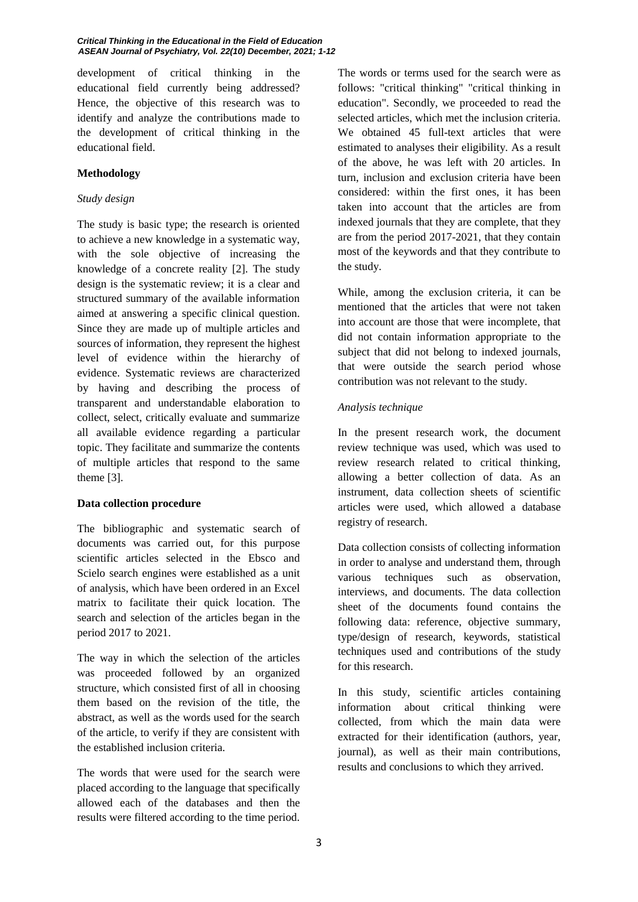development of critical thinking in the educational field currently being addressed? Hence, the objective of this research was to identify and analyze the contributions made to the development of critical thinking in the educational field.

## Methodology

### *Study design*

The study is basic type; the research is oriented to achieve a new knowledge in a systematic way, with the sole objective of increasing the knowledge of a concrete reality [2]. The study design is the systematic review; it is a clear and structured summary of the available information aimed at answering a specific clinical question. Since they are made up of multiple articles and sources of information, they represent the highest level of evidence within the hierarchy of evidence. Systematic reviews are characterized by having and describing the process of transparent and understandable elaboration to collect, select, critically evaluate and summarize all available evidence regarding a particular topic. They facilitate and summarize the contents of multiple articles that respond to the same theme [3].

## Data collection procedure

The bibliographic and systematic search of documents was carried out, for this purpose scientific articles selected in the Ebsco and Scielo search engines were established as a unit of analysis, which have been ordered in an Excel matrix to facilitate their quick location. The search and selection of the articles began in the period 2017 to 2021.

The way in which the selection of the articles was proceeded followed by an organized structure, which consisted first of all in choosing them based on the revision of the title, the abstract, as well as the words used for the search of the article, to verify if they are consistent with the established inclusion criteria.

The words that were used for the search were placed according to the language that specifically allowed each of the databases and then the results were filtered according to the time period. The words or terms used for the search were as follows: "critical thinking" "critical thinking in education". Secondly, we proceeded to read the selected articles, which met the inclusion criteria. We obtained 45 full-text articles that were estimated to analyses their eligibility. As a result of the above, he was left with 20 articles. In turn, inclusion and exclusion criteria have been considered: within the first ones, it has been taken into account that the articles are from indexed journals that they are complete, that they are from the period 2017-2021, that they contain most of the keywords and that they contribute to the study.

While, among the exclusion criteria, it can be mentioned that the articles that were not taken into account are those that were incomplete, that did not contain information appropriate to the subject that did not belong to indexed journals, that were outside the search period whose contribution was not relevant to the study.

### *Analysis technique*

In the present research work, the document review technique was used, which was used to review research related to critical thinking, allowing a better collection of data. As an instrument, data collection sheets of scientific articles were used, which allowed a database registry of research.

Data collection consists of collecting information in order to analyse and understand them, through various techniques such as observation, interviews, and documents. The data collection sheet of the documents found contains the following data: reference, objective summary, type/design of research, keywords, statistical techniques used and contributions of the study for this research.

In this study, scientific articles containing information about critical thinking were collected, from which the main data were extracted for their identification (authors, year, journal), as well as their main contributions, results and conclusions to which they arrived.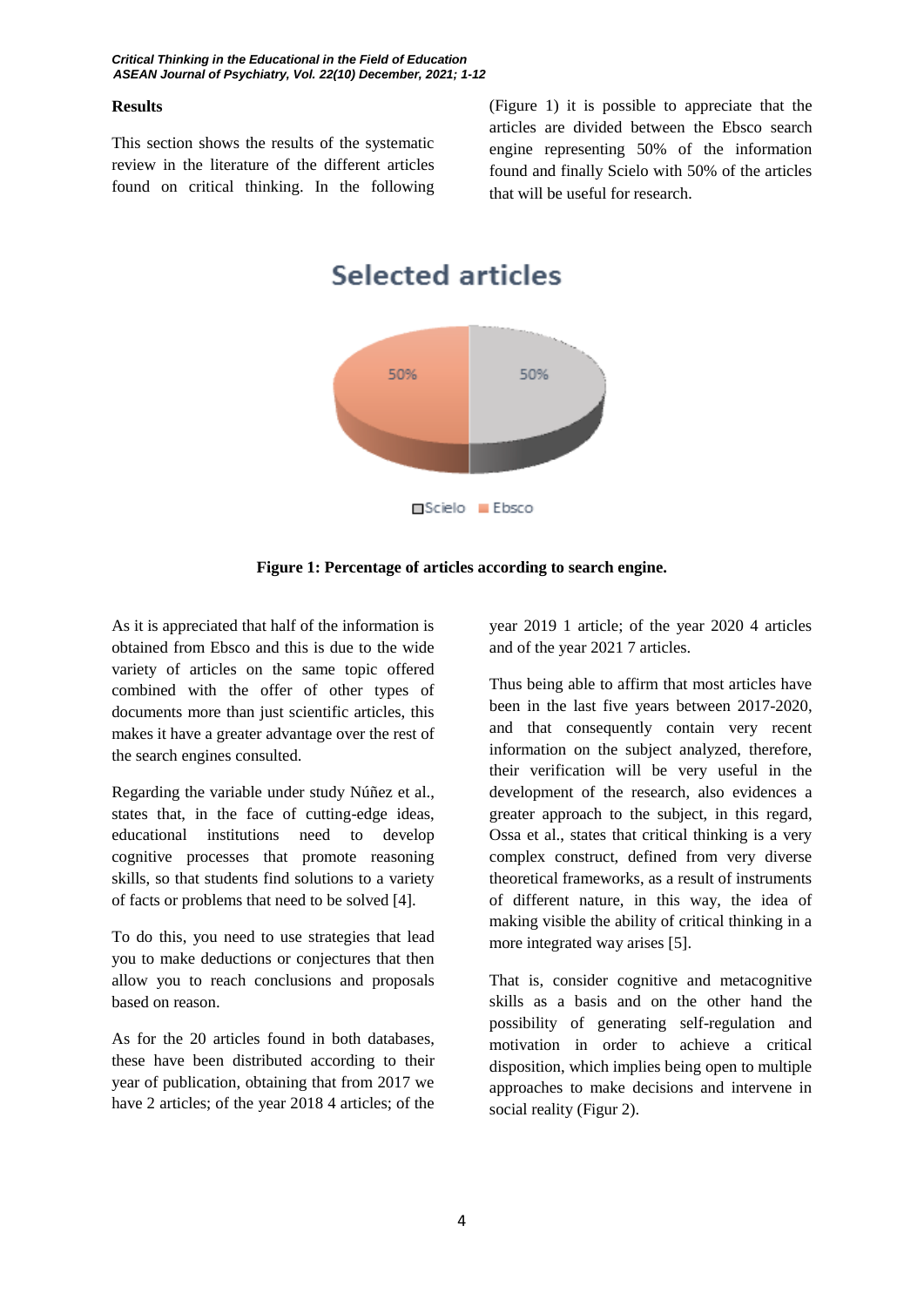## Results

This section shows the results of the systematic review in the literature of the different articles found on critical thinking. In the following (Figure 1) it is possible to appreciate that the articles are divided between the Ebsco search engine representing 50% of the information found and finally Scielo with 50% of the articles that will be useful for research.

**Figure 1: Percentage of articles according to search engine.**

As it is appreciated that half of the information is obtained from Ebsco and this is due to the wide variety of articles on the same topic offered combined with the offer of other types of documents more than just scientific articles, this makes it have a greater advantage over the rest of the search engines consulted.

Regarding the variable under study Núñez et al., states that, in the face of cutting-edge ideas, educational institutions need to develop cognitive processes that promote reasoning skills, so that students find solutions to a variety of facts or problems that need to be solved [4].

To do this, you need to use strategies that lead you to make deductions or conjectures that then allow you to reach conclusions and proposals based on reason.

As for the 20 articles found in both databases, these have been distributed according to their year of publication, obtaining that from 2017 we have 2 articles; of the year 2018 4 articles; of the year 2019 1 article; of the year 2020 4 articles and of the year 2021 7 articles.

Thus being able to affirm that most articles have been in the last five years between 2017-2020, and that consequently contain very recent information on the subject analyzed, therefore, their verification will be very useful in the development of the research, also evidences a greater approach to the subject, in this regard, Ossa et al., states that critical thinking is a very complex construct, defined from very diverse theoretical frameworks, as a result of instruments of different nature, in this way, the idea of making visible the ability of critical thinking in a more integrated way arises [5].

That is, consider cognitive and metacognitive skills as a basis and on the other hand the possibility of generating self-regulation and motivation in order to achieve a critical disposition, which implies being open to multiple approaches to make decisions and intervene in social reality (Figur 2).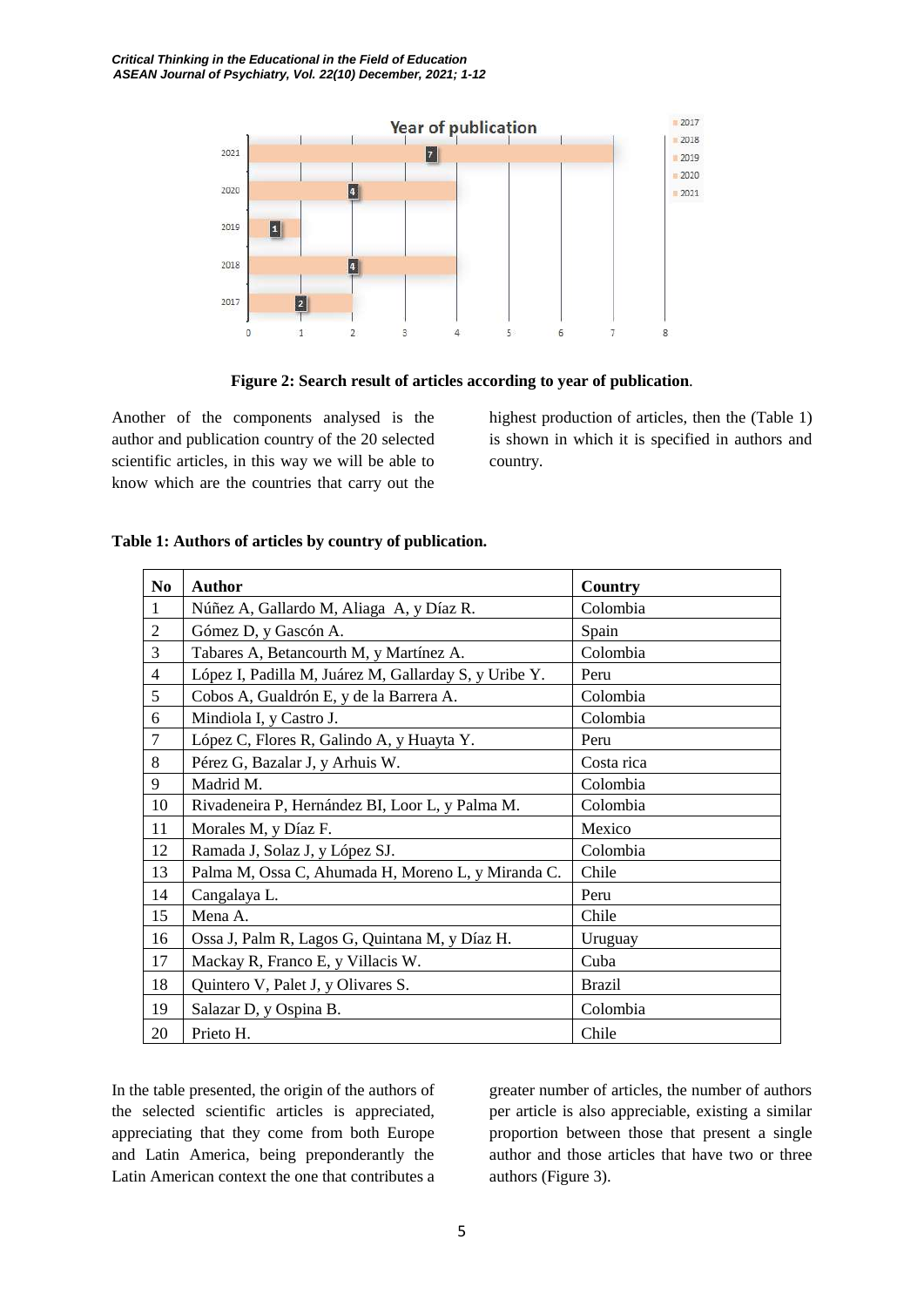**Figure 2: Search result of articles according to year of publication**.

Another of the components analysed is the author and publication country of the 20 selected scientific articles, in this way we will be able to know which are the countries that carry out the highest production of articles, then the (Table 1) is shown in which it is specified in authors and country.

**Table 1: Authors of articles by country of publication.**

| No | Author | Country |
|---|---|---|
| 1 | Núñez A, Gallardo M, Aliaga A, y Díaz R. | Colombia |
| 2 | Gómez D, y Gascón A. | Spain |
| 3 | Tabares A, Betancourth M, y Martínez A. | Colombia |
| 4 | López I, Padilla M, Juárez M, Gallarday S, y Uribe Y. | Peru |
| 5 | Cobos A, Gualdrón E, y de la Barrera A. | Colombia |
| 6 | Mindiola I, y Castro J. | Colombia |
| 7 | López C, Flores R, Galindo A, y Huayta Y. | Peru |
| 8 | Pérez G, Bazalar J, y Arhuis W. | Costa rica |
| 9 | Madrid M. | Colombia |
| 10 | Rivadeneira P, Hernández BI, Loor L, y Palma M. | Colombia |
| 11 | Morales M, y Díaz F. | Mexico |
| 12 | Ramada J, Solaz J, y López SJ. | Colombia |
| 13 | Palma M, Ossa C, Ahumada H, Moreno L, y Miranda C. | Chile |
| 14 | Cangalaya L. | Peru |
| 15 | Mena A. | Chile |
| 16 | Ossa J, Palm R, Lagos G, Quintana M, y Díaz H. | Uruguay |
| 17 | Mackay R, Franco E, y Villacis W. | Cuba |
| 18 | Quintero V, Palet J, y Olivares S. | Brazil |
| 19 | Salazar D, y Ospina B. | Colombia |
| 20 | Prieto H. | Chile |

In the table presented, the origin of the authors of the selected scientific articles is appreciated, appreciating that they come from both Europe and Latin America, being preponderantly the Latin American context the one that contributes a greater number of articles, the number of authors per article is also appreciable, existing a similar proportion between those that present a single author and those articles that have two or three authors (Figure 3).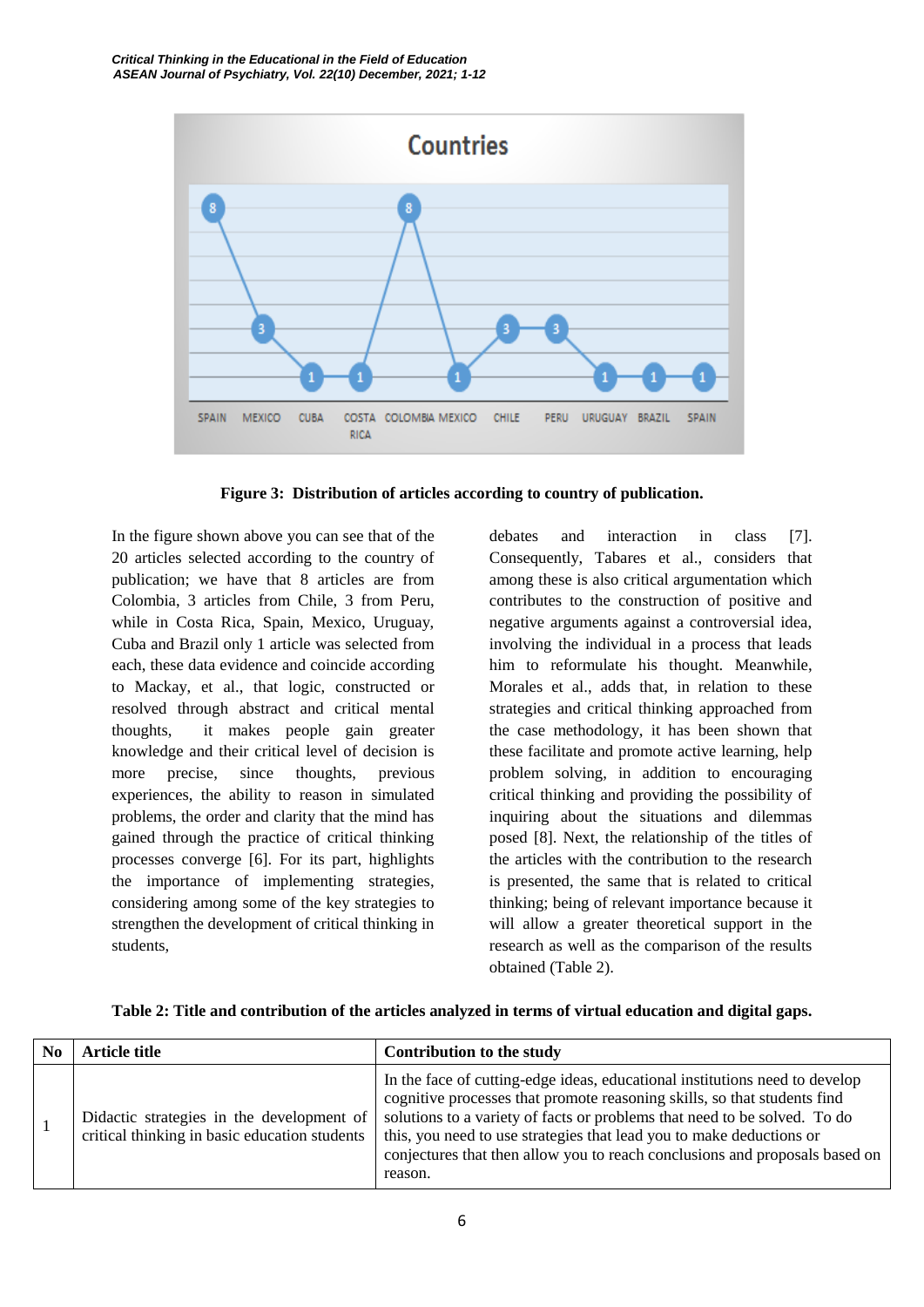**Figure 3: Distribution of articles according to country of publication.**

In the figure shown above you can see that of the 20 articles selected according to the country of publication; we have that 8 articles are from Colombia, 3 articles from Chile, 3 from Peru, while in Costa Rica, Spain, Mexico, Uruguay, Cuba and Brazil only 1 article was selected from each, these data evidence and coincide according to Mackay, et al., that logic, constructed or resolved through abstract and critical mental thoughts, it makes people gain greater knowledge and their critical level of decision is more precise, since thoughts, previous experiences, the ability to reason in simulated problems, the order and clarity that the mind has gained through the practice of critical thinking processes converge [6]. For its part, highlights the importance of implementing strategies, considering among some of the key strategies to strengthen the development of critical thinking in students, debates and interaction in class [7]. Consequently, Tabares et al., considers that among these is also critical argumentation which contributes to the construction of positive and negative arguments against a controversial idea, involving the individual in a process that leads him to reformulate his thought. Meanwhile, Morales et al., adds that, in relation to these strategies and critical thinking approached from the case methodology, it has been shown that these facilitate and promote active learning, help problem solving, in addition to encouraging critical thinking and providing the possibility of inquiring about the situations and dilemmas posed [8]. Next, the relationship of the titles of the articles with the contribution to the research is presented, the same that is related to critical thinking; being of relevant importance because it will allow a greater theoretical support in the research as well as the comparison of the results obtained (Table 2).

**Table 2: Title and contribution of the articles analyzed in terms of virtual education and digital gaps.**

| No | Article title | Contribution to the study |
|---|---|---|
| 1 | Didactic strategies in the development of critical thinking in basic education students | In the face of cutting-edge ideas, educational institutions need to develop cognitive processes that promote reasoning skills, so that students find solutions to a variety of facts or problems that need to be solved. To do this, you need to use strategies that lead you to make deductions or conjectures that then allow you to reach conclusions and proposals based on reason. |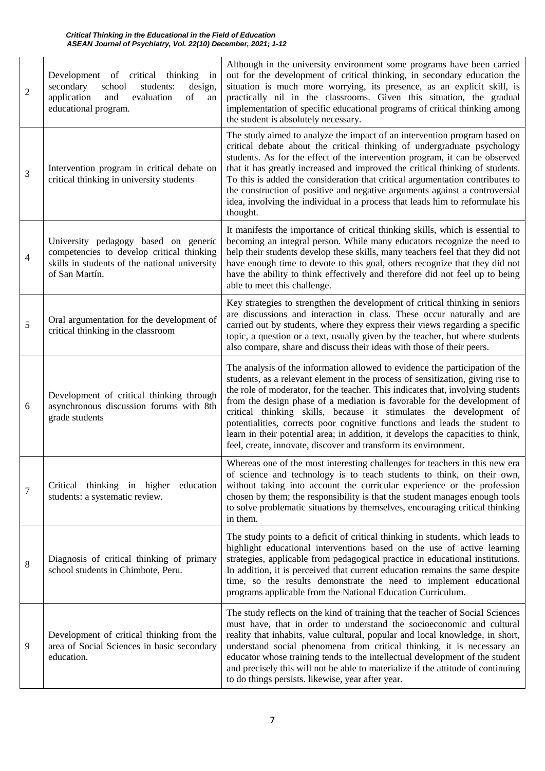| 2 | Development of critical thinking in secondary school students: design, application and evaluation of an educational program. | Although in the university environment some programs have been carried out for the development of critical thinking, in secondary education the situation is much more worrying, its presence, as an explicit skill, is practically nil in the classrooms. Given this situation, the gradual implementation of specific educational programs of critical thinking among the student is absolutely necessary. |
|---|---|---|
| 3 | Intervention program in critical debate on critical thinking in university students | The study aimed to analyze the impact of an intervention program based on critical debate about the critical thinking of undergraduate psychology students. As for the effect of the intervention program, it can be observed that it has greatly increased and improved the critical thinking of students. To this is added the consideration that critical argumentation contributes to the construction of positive and negative arguments against a controversial idea, involving the individual in a process that leads him to reformulate his thought. |
| 4 | University pedagogy based on generic competencies to develop critical thinking skills in students of the national university of San Martín. | It manifests the importance of critical thinking skills, which is essential to becoming an integral person. While many educators recognize the need to help their students develop these skills, many teachers feel that they did not have enough time to devote to this goal, others recognize that they did not have the ability to think effectively and therefore did not feel up to being able to meet this challenge. |
| 5 | Oral argumentation for the development of critical thinking in the classroom | Key strategies to strengthen the development of critical thinking in seniors are discussions and interaction in class. These occur naturally and are carried out by students, where they express their views regarding a specific topic, a question or a text, usually given by the teacher, but where students also compare, share and discuss their ideas with those of their peers. |
| 6 | Development of critical thinking through asynchronous discussion forums with 8th grade students | The analysis of the information allowed to evidence the participation of the students, as a relevant element in the process of sensitization, giving rise to the role of moderator, for the teacher. This indicates that, involving students from the design phase of a mediation is favorable for the development of critical thinking skills, because it stimulates the development of potentialities, corrects poor cognitive functions and leads the student to learn in their potential area; in addition, it develops the capacities to think, feel, create, innovate, discover and transform its environment. |
| 7 | Critical thinking in higher education students: a systematic review. | Whereas one of the most interesting challenges for teachers in this new era of science and technology is to teach students to think, on their own, without taking into account the curricular experience or the profession chosen by them; the responsibility is that the student manages enough tools to solve problematic situations by themselves, encouraging critical thinking in them. |
| 8 | Diagnosis of critical thinking of primary school students in Chimbote, Peru. | The study points to a deficit of critical thinking in students, which leads to highlight educational interventions based on the use of active learning strategies, applicable from pedagogical practice in educational institutions. In addition, it is perceived that current education remains the same despite time, so the results demonstrate the need to implement educational programs applicable from the National Education Curriculum. |
| 9 | Development of critical thinking from the area of Social Sciences in basic secondary education. | The study reflects on the kind of training that the teacher of Social Sciences must have, that in order to understand the socioeconomic and cultural reality that inhabits, value cultural, popular and local knowledge, in short, understand social phenomena from critical thinking, it is necessary an educator whose training tends to the intellectual development of the student and precisely this will not be able to materialize if the attitude of continuing to do things persists. likewise, year after year. |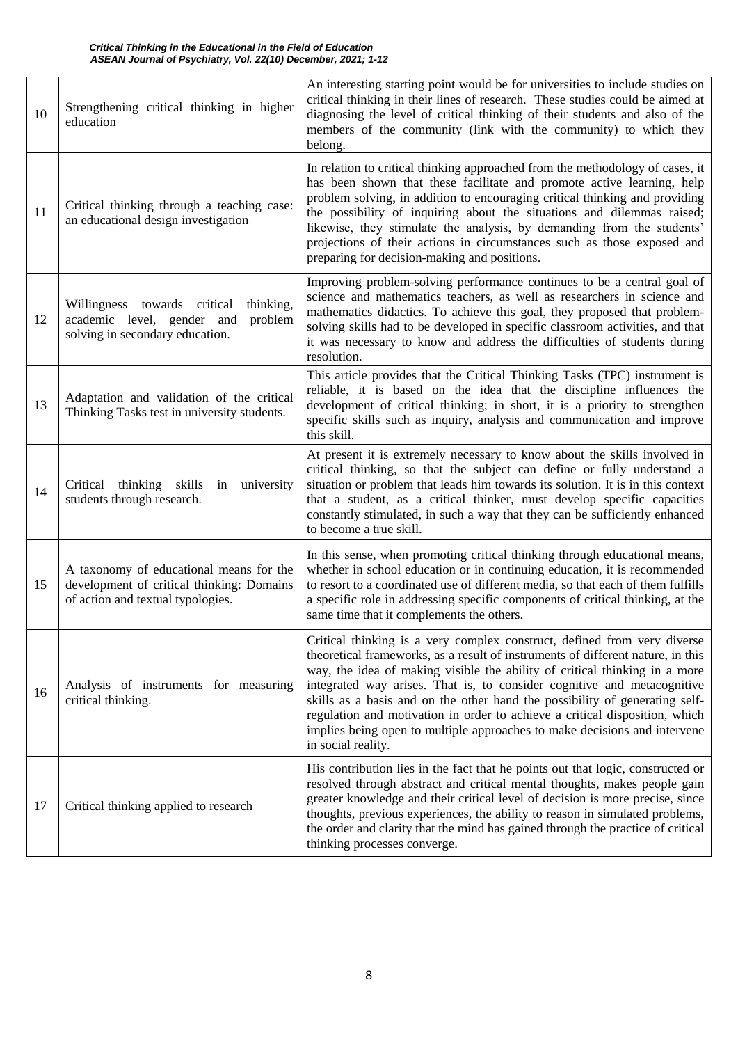| | | |
|---|---|---|
| 10 | Strengthening critical thinking in higher education | An interesting starting point would be for universities to include studies on critical thinking in their lines of research. These studies could be aimed at diagnosing the level of critical thinking of their students and also of the members of the community (link with the community) to which they belong. |
| 11 | Critical thinking through a teaching case: an educational design investigation | In relation to critical thinking approached from the methodology of cases, it has been shown that these facilitate and promote active learning, help problem solving, in addition to encouraging critical thinking and providing the possibility of inquiring about the situations and dilemmas raised; likewise, they stimulate the analysis, by demanding from the students' projections of their actions in circumstances such as those exposed and preparing for decision-making and positions. |
| 12 | Willingness towards critical thinking, academic level, gender and problem solving in secondary education. | Improving problem-solving performance continues to be a central goal of science and mathematics teachers, as well as researchers in science and mathematics didactics. To achieve this goal, they proposed that problem-solving skills had to be developed in specific classroom activities, and that it was necessary to know and address the difficulties of students during resolution. |
| 13 | Adaptation and validation of the critical Thinking Tasks test in university students. | This article provides that the Critical Thinking Tasks (TPC) instrument is reliable, it is based on the idea that the discipline influences the development of critical thinking; in short, it is a priority to strengthen specific skills such as inquiry, analysis and communication and improve this skill. |
| 14 | Critical thinking skills in university students through research. | At present it is extremely necessary to know about the skills involved in critical thinking, so that the subject can define or fully understand a situation or problem that leads him towards its solution. It is in this context that a student, as a critical thinker, must develop specific capacities constantly stimulated, in such a way that they can be sufficiently enhanced to become a true skill. |
| 15 | A taxonomy of educational means for the development of critical thinking: Domains of action and textual typologies. | In this sense, when promoting critical thinking through educational means, whether in school education or in continuing education, it is recommended to resort to a coordinated use of different media, so that each of them fulfills a specific role in addressing specific components of critical thinking, at the same time that it complements the others. |
| 16 | Analysis of instruments for measuring critical thinking. | Critical thinking is a very complex construct, defined from very diverse theoretical frameworks, as a result of instruments of different nature, in this way, the idea of making visible the ability of critical thinking in a more integrated way arises. That is, to consider cognitive and metacognitive skills as a basis and on the other hand the possibility of generating self-regulation and motivation in order to achieve a critical disposition, which implies being open to multiple approaches to make decisions and intervene in social reality. |
| 17 | Critical thinking applied to research | His contribution lies in the fact that he points out that logic, constructed or resolved through abstract and critical mental thoughts, makes people gain greater knowledge and their critical level of decision is more precise, since thoughts, previous experiences, the ability to reason in simulated problems, the order and clarity that the mind has gained through the practice of critical thinking processes converge. |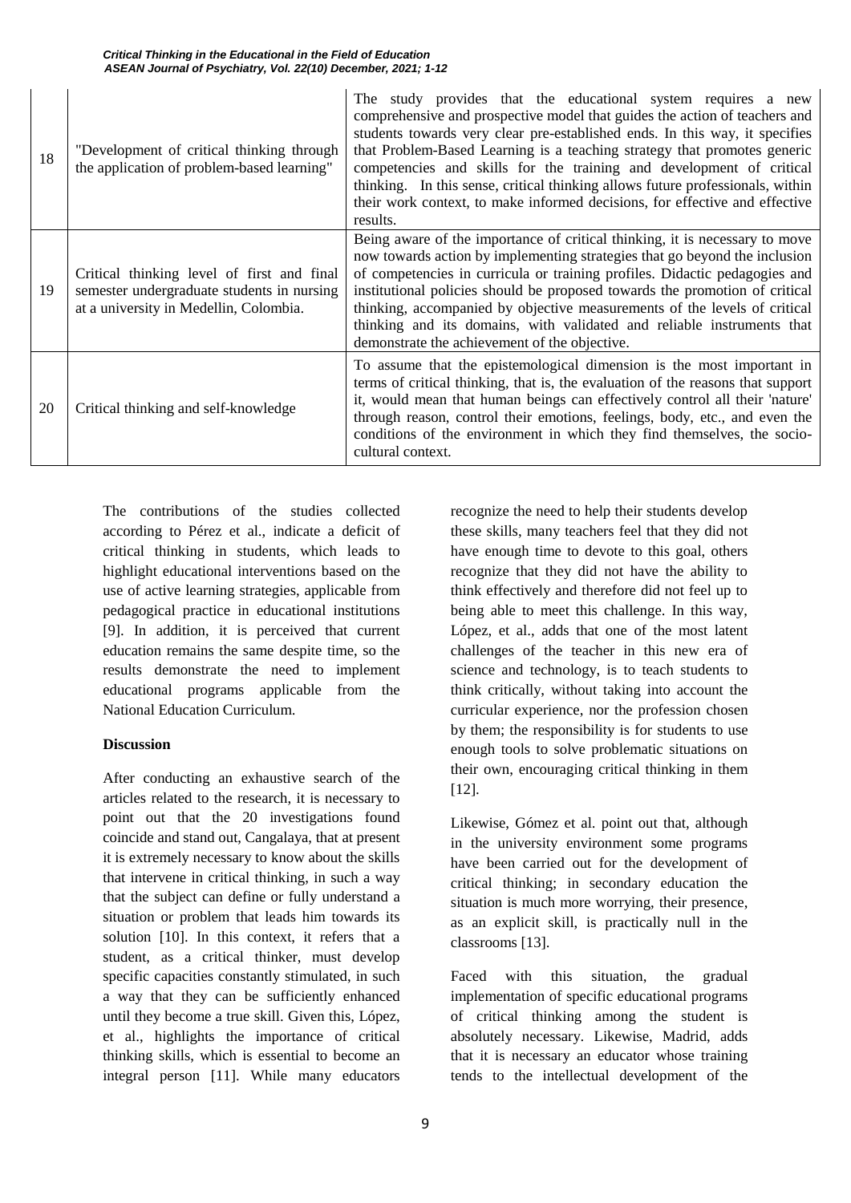| 18 | "Development of critical thinking through the application of problem-based learning" | The study provides that the educational system requires a new comprehensive and prospective model that guides the action of teachers and students towards very clear pre-established ends. In this way, it specifies that Problem-Based Learning is a teaching strategy that promotes generic competencies and skills for the training and development of critical thinking. In this sense, critical thinking allows future professionals, within their work context, to make informed decisions, for effective and effective results. |
|---|---|---|
| 19 | Critical thinking level of first and final semester undergraduate students in nursing at a university in Medellin, Colombia. | Being aware of the importance of critical thinking, it is necessary to move now towards action by implementing strategies that go beyond the inclusion of competencies in curricula or training profiles. Didactic pedagogies and institutional policies should be proposed towards the promotion of critical thinking, accompanied by objective measurements of the levels of critical thinking and its domains, with validated and reliable instruments that demonstrate the achievement of the objective. |
| 20 | Critical thinking and self-knowledge | To assume that the epistemological dimension is the most important in terms of critical thinking, that is, the evaluation of the reasons that support it, would mean that human beings can effectively control all their 'nature' through reason, control their emotions, feelings, body, etc., and even the conditions of the environment in which they find themselves, the socio-cultural context. |

The contributions of the studies collected according to Pérez et al., indicate a deficit of critical thinking in students, which leads to highlight educational interventions based on the use of active learning strategies, applicable from pedagogical practice in educational institutions [9]. In addition, it is perceived that current education remains the same despite time, so the results demonstrate the need to implement educational programs applicable from the National Education Curriculum.

**Discussion**

After conducting an exhaustive search of the articles related to the research, it is necessary to point out that the 20 investigations found coincide and stand out, Cangalaya, that at present it is extremely necessary to know about the skills that intervene in critical thinking, in such a way that the subject can define or fully understand a situation or problem that leads him towards its solution [10]. In this context, it refers that a student, as a critical thinker, must develop specific capacities constantly stimulated, in such a way that they can be sufficiently enhanced until they become a true skill. Given this, López, et al., highlights the importance of critical thinking skills, which is essential to become an integral person [11]. While many educators recognize the need to help their students develop these skills, many teachers feel that they did not have enough time to devote to this goal, others recognize that they did not have the ability to think effectively and therefore did not feel up to being able to meet this challenge. In this way, López, et al., adds that one of the most latent challenges of the teacher in this new era of science and technology, is to teach students to think critically, without taking into account the curricular experience, nor the profession chosen by them; the responsibility is for students to use enough tools to solve problematic situations on their own, encouraging critical thinking in them [12].

Likewise, Gómez et al. point out that, although in the university environment some programs have been carried out for the development of critical thinking; in secondary education the situation is much more worrying, their presence, as an explicit skill, is practically null in the classrooms [13].

Faced with this situation, the gradual implementation of specific educational programs of critical thinking among the student is absolutely necessary. Likewise, Madrid, adds that it is necessary an educator whose training tends to the intellectual development of the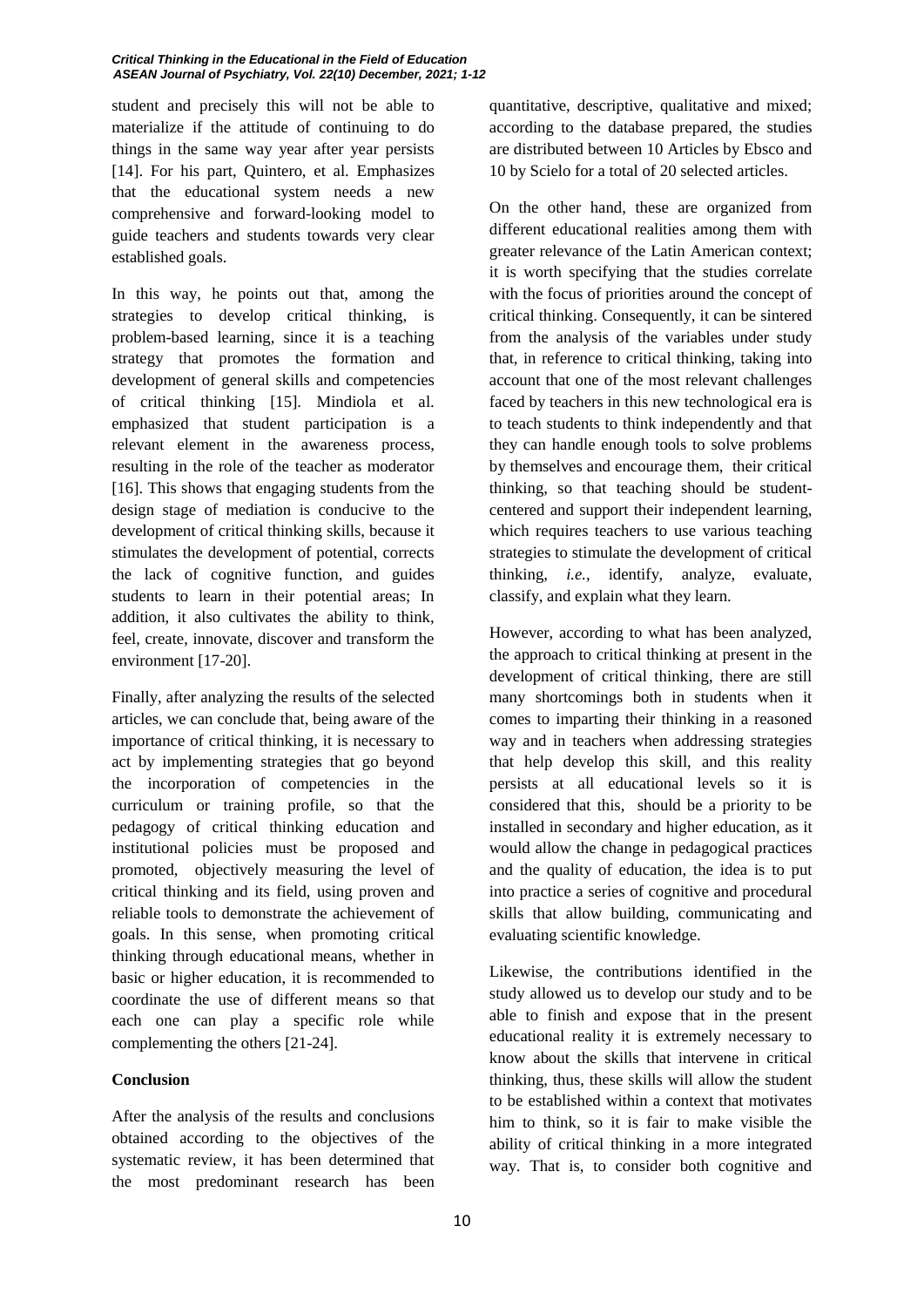student and precisely this will not be able to materialize if the attitude of continuing to do things in the same way year after year persists [14]. For his part, Quintero, et al. Emphasizes that the educational system needs a new comprehensive and forward-looking model to guide teachers and students towards very clear established goals.

In this way, he points out that, among the strategies to develop critical thinking, is problem-based learning, since it is a teaching strategy that promotes the formation and development of general skills and competencies of critical thinking [15]. Mindiola et al. emphasized that student participation is a relevant element in the awareness process, resulting in the role of the teacher as moderator [16]. This shows that engaging students from the design stage of mediation is conducive to the development of critical thinking skills, because it stimulates the development of potential, corrects the lack of cognitive function, and guides students to learn in their potential areas; In addition, it also cultivates the ability to think, feel, create, innovate, discover and transform the environment [17-20].

Finally, after analyzing the results of the selected articles, we can conclude that, being aware of the importance of critical thinking, it is necessary to act by implementing strategies that go beyond the incorporation of competencies in the curriculum or training profile, so that the pedagogy of critical thinking education and institutional policies must be proposed and promoted, objectively measuring the level of critical thinking and its field, using proven and reliable tools to demonstrate the achievement of goals. In this sense, when promoting critical thinking through educational means, whether in basic or higher education, it is recommended to coordinate the use of different means so that each one can play a specific role while complementing the others [21-24].

**Conclusion**

After the analysis of the results and conclusions obtained according to the objectives of the systematic review, it has been determined that the most predominant research has been quantitative, descriptive, qualitative and mixed; according to the database prepared, the studies are distributed between 10 Articles by Ebsco and 10 by Scielo for a total of 20 selected articles.

On the other hand, these are organized from different educational realities among them with greater relevance of the Latin American context; it is worth specifying that the studies correlate with the focus of priorities around the concept of critical thinking. Consequently, it can be sintered from the analysis of the variables under study that, in reference to critical thinking, taking into account that one of the most relevant challenges faced by teachers in this new technological era is to teach students to think independently and that they can handle enough tools to solve problems by themselves and encourage them, their critical thinking, so that teaching should be student-centered and support their independent learning, which requires teachers to use various teaching strategies to stimulate the development of critical thinking, *i.e.*, identify, analyze, evaluate, classify, and explain what they learn.

However, according to what has been analyzed, the approach to critical thinking at present in the development of critical thinking, there are still many shortcomings both in students when it comes to imparting their thinking in a reasoned way and in teachers when addressing strategies that help develop this skill, and this reality persists at all educational levels so it is considered that this, should be a priority to be installed in secondary and higher education, as it would allow the change in pedagogical practices and the quality of education, the idea is to put into practice a series of cognitive and procedural skills that allow building, communicating and evaluating scientific knowledge.

Likewise, the contributions identified in the study allowed us to develop our study and to be able to finish and expose that in the present educational reality it is extremely necessary to know about the skills that intervene in critical thinking, thus, these skills will allow the student to be established within a context that motivates him to think, so it is fair to make visible the ability of critical thinking in a more integrated way. That is, to consider both cognitive and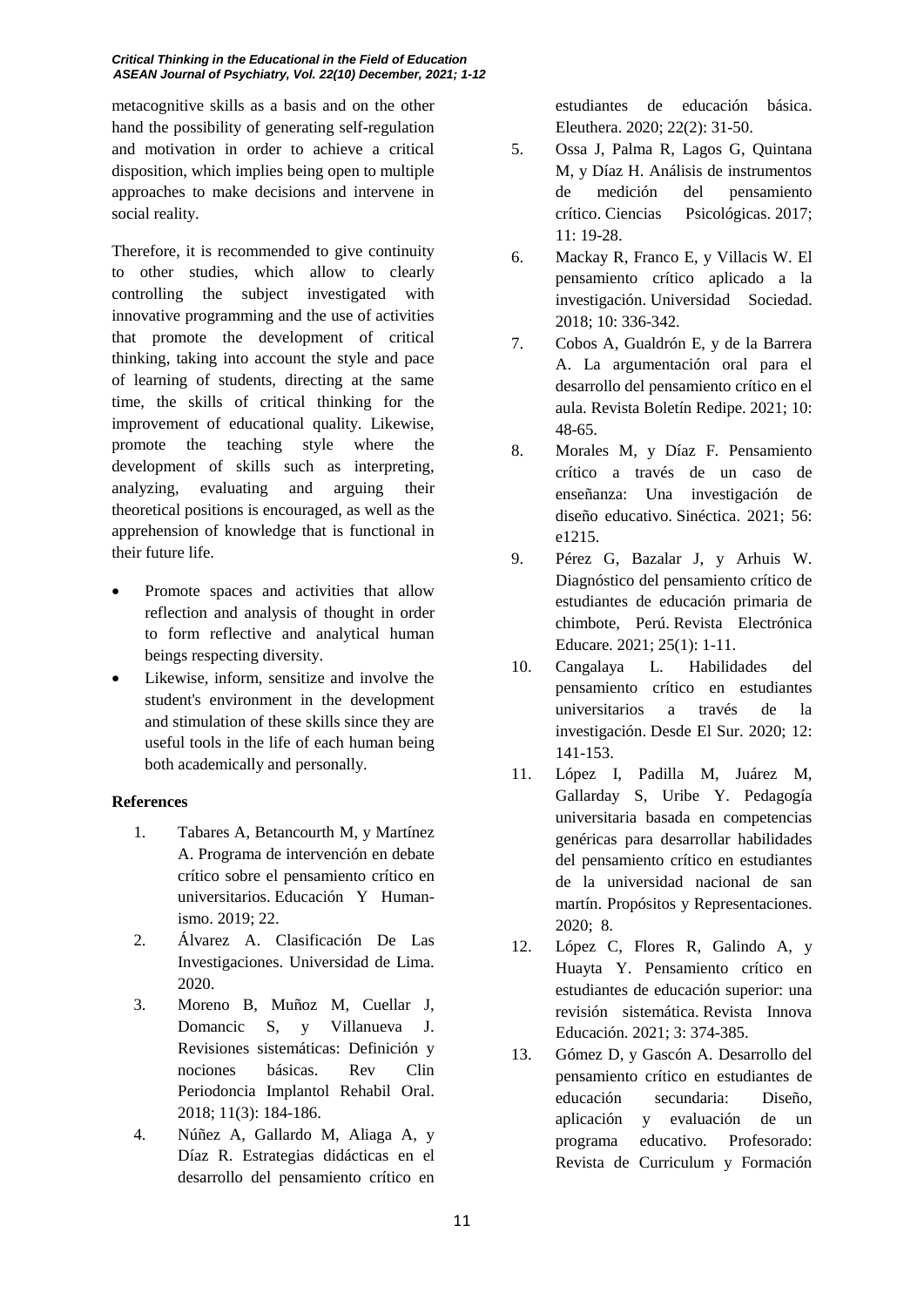metacognitive skills as a basis and on the other hand the possibility of generating self-regulation and motivation in order to achieve a critical disposition, which implies being open to multiple approaches to make decisions and intervene in social reality.

Therefore, it is recommended to give continuity to other studies, which allow to clearly controlling the subject investigated with innovative programming and the use of activities that promote the development of critical thinking, taking into account the style and pace of learning of students, directing at the same time, the skills of critical thinking for the improvement of educational quality. Likewise, promote the teaching style where the development of skills such as interpreting, analyzing, evaluating and arguing their theoretical positions is encouraged, as well as the apprehension of knowledge that is functional in their future life.

- Promote spaces and activities that allow reflection and analysis of thought in order to form reflective and analytical human beings respecting diversity.
- Likewise, inform, sensitize and involve the student's environment in the development and stimulation of these skills since they are useful tools in the life of each human being both academically and personally.

**References**

1. Tabares A, Betancourth M, y Martínez A. Programa de intervención en debate crítico sobre el pensamiento crítico en universitarios. Educación Y Humanismo. 2019; 22.
2. Álvarez A. Clasificación De Las Investigaciones. Universidad de Lima. 2020.
3. Moreno B, Muñoz M, Cuellar J, Domancic S, y Villanueva J. Revisiones sistemáticas: Definición y nociones básicas. Rev Clin Periodoncia Implantol Rehabil Oral. 2018; 11(3): 184-186.
4. Núñez A, Gallardo M, Aliaga A, y Díaz R. Estrategias didácticas en el desarrollo del pensamiento crítico en estudiantes de educación básica. Eleuthera. 2020; 22(2): 31-50.
5. Ossa J, Palma R, Lagos G, Quintana M, y Díaz H. Análisis de instrumentos de medición del pensamiento crítico. Ciencias Psicológicas. 2017; 11: 19-28.
6. Mackay R, Franco E, y Villacis W. El pensamiento crítico aplicado a la investigación. Universidad Sociedad. 2018; 10: 336-342.
7. Cobos A, Gualdrón E, y de la Barrera A. La argumentación oral para el desarrollo del pensamiento crítico en el aula. Revista Boletín Redipe. 2021; 10: 48-65.
8. Morales M, y Díaz F. Pensamiento crítico a través de un caso de enseñanza: Una investigación de diseño educativo. Sinéctica. 2021; 56: e1215.
9. Pérez G, Bazalar J, y Arhuis W. Diagnóstico del pensamiento crítico de estudiantes de educación primaria de chimbote, Perú. Revista Electrónica Educare. 2021; 25(1): 1-11.
10. Cangalaya L. Habilidades del pensamiento crítico en estudiantes universitarios a través de la investigación. Desde El Sur. 2020; 12: 141-153.
11. López I, Padilla M, Juárez M, Gallarday S, Uribe Y. Pedagogía universitaria basada en competencias genéricas para desarrollar habilidades del pensamiento crítico en estudiantes de la universidad nacional de san martín. Propósitos y Representaciones. 2020; 8.
12. López C, Flores R, Galindo A, y Huayta Y. Pensamiento crítico en estudiantes de educación superior: una revisión sistemática. Revista Innova Educación. 2021; 3: 374-385.
13. Gómez D, y Gascón A. Desarrollo del pensamiento crítico en estudiantes de educación secundaria: Diseño, aplicación y evaluación de un programa educativo. Profesorado: Revista de Curriculum y Formación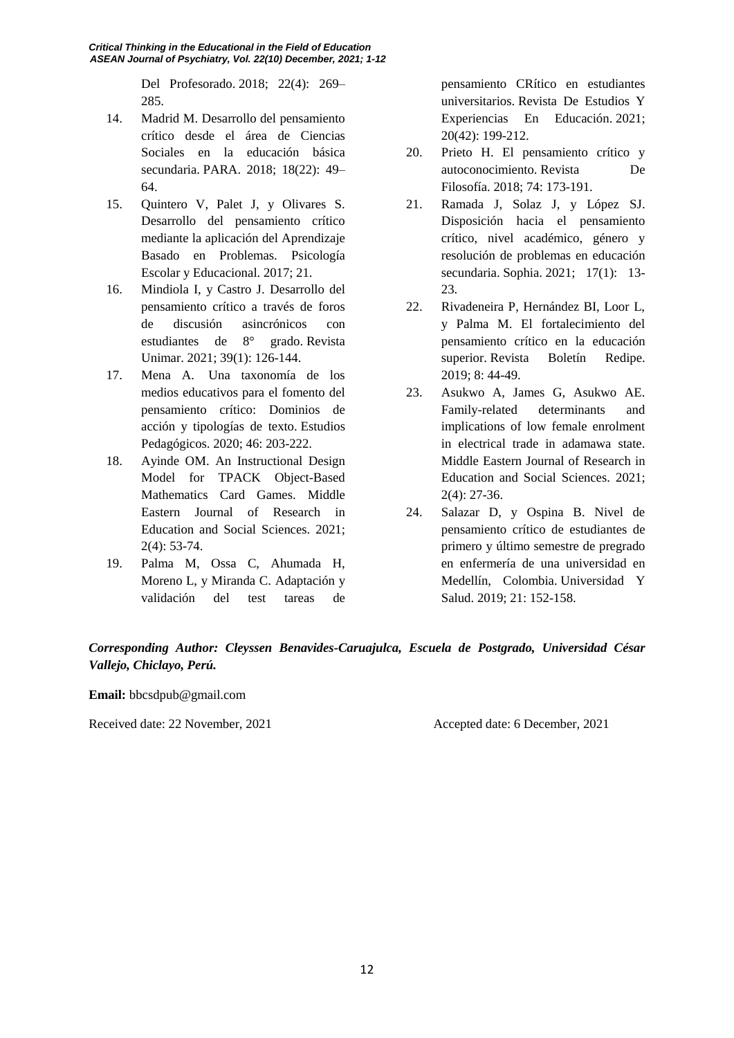Del Profesorado. 2018; 22(4): 269–285.

14. Madrid M. Desarrollo del pensamiento crítico desde el área de Ciencias Sociales en la educación básica secundaria. PARA. 2018; 18(22): 49–64.
15. Quintero V, Palet J, y Olivares S. Desarrollo del pensamiento crítico mediante la aplicación del Aprendizaje Basado en Problemas. Psicología Escolar y Educacional. 2017; 21.
16. Mindiola I, y Castro J. Desarrollo del pensamiento crítico a través de foros de discusión asincrónicos con estudiantes de 8° grado. Revista Unimar. 2021; 39(1): 126-144.
17. Mena A. Una taxonomía de los medios educativos para el fomento del pensamiento crítico: Dominios de acción y tipologías de texto. Estudios Pedagógicos. 2020; 46: 203-222.
18. Ayinde OM. An Instructional Design Model for TPACK Object-Based Mathematics Card Games. Middle Eastern Journal of Research in Education and Social Sciences. 2021; 2(4): 53-74.
19. Palma M, Ossa C, Ahumada H, Moreno L, y Miranda C. Adaptación y validación del test tareas de pensamiento CRítico en estudiantes universitarios. Revista De Estudios Y Experiencias En Educación. 2021; 20(42): 199-212.
20. Prieto H. El pensamiento crítico y autoconocimiento. Revista De Filosofía. 2018; 74: 173-191.
21. Ramada J, Solaz J, y López SJ. Disposición hacia el pensamiento crítico, nivel académico, género y resolución de problemas en educación secundaria. Sophia. 2021; 17(1): 13-23.
22. Rivadeneira P, Hernández BI, Loor L, y Palma M. El fortalecimiento del pensamiento crítico en la educación superior. Revista Boletín Redipe. 2019; 8: 44-49.
23. Asukwo A, James G, Asukwo AE. Family-related determinants and implications of low female enrolment in electrical trade in adamawa state. Middle Eastern Journal of Research in Education and Social Sciences. 2021; 2(4): 27-36.
24. Salazar D, y Ospina B. Nivel de pensamiento crítico de estudiantes de primero y último semestre de pregrado en enfermería de una universidad en Medellín, Colombia. Universidad Y Salud. 2019; 21: 152-158.

***Corresponding Author: Cleyssen Benavides-Caruajulca, Escuela de Postgrado, Universidad César Vallejo, Chiclayo, Perú.***

**Email:** bbcsdpub@gmail.com

Received date: 22 November, 2021 Accepted date: 6 December, 2021